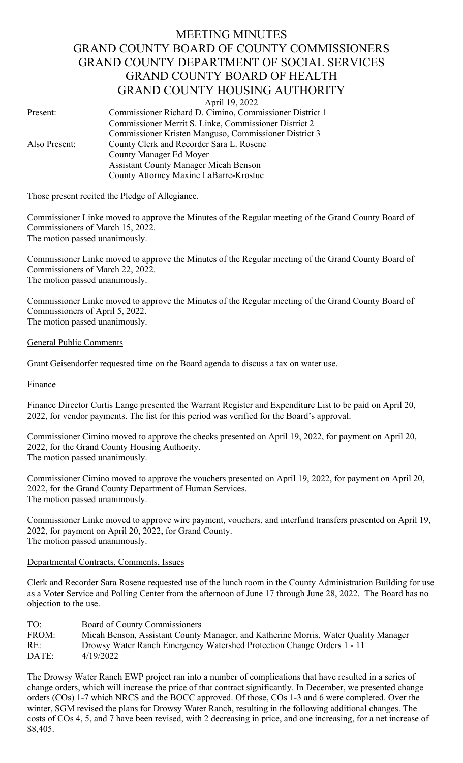# MEETING MINUTES
# GRAND COUNTY BOARD OF COUNTY COMMISSIONERS
# GRAND COUNTY DEPARTMENT OF SOCIAL SERVICES
# GRAND COUNTY BOARD OF HEALTH
# GRAND COUNTY HOUSING AUTHORITY

April 19, 2022

| | |
|---|---|
| Present: | Commissioner Richard D. Cimino, Commissioner District 1 |
| | Commissioner Merrit S. Linke, Commissioner District 2 |
| | Commissioner Kristen Manguso, Commissioner District 3 |
| Also Present: | County Clerk and Recorder Sara L. Rosene |
| | County Manager Ed Moyer |
| | Assistant County Manager Micah Benson |
| | County Attorney Maxine LaBarre-Krostue |

Those present recited the Pledge of Allegiance.

Commissioner Linke moved to approve the Minutes of the Regular meeting of the Grand County Board of Commissioners of March 15, 2022.
The motion passed unanimously.

Commissioner Linke moved to approve the Minutes of the Regular meeting of the Grand County Board of Commissioners of March 22, 2022.
The motion passed unanimously.

Commissioner Linke moved to approve the Minutes of the Regular meeting of the Grand County Board of Commissioners of April 5, 2022.
The motion passed unanimously.

## General Public Comments

Grant Geisendorfer requested time on the Board agenda to discuss a tax on water use.

## Finance

Finance Director Curtis Lange presented the Warrant Register and Expenditure List to be paid on April 20, 2022, for vendor payments. The list for this period was verified for the Board's approval.

Commissioner Cimino moved to approve the checks presented on April 19, 2022, for payment on April 20, 2022, for the Grand County Housing Authority.
The motion passed unanimously.

Commissioner Cimino moved to approve the vouchers presented on April 19, 2022, for payment on April 20, 2022, for the Grand County Department of Human Services.
The motion passed unanimously.

Commissioner Linke moved to approve wire payment, vouchers, and interfund transfers presented on April 19, 2022, for payment on April 20, 2022, for Grand County.
The motion passed unanimously.

## Departmental Contracts, Comments, Issues

Clerk and Recorder Sara Rosene requested use of the lunch room in the County Administration Building for use as a Voter Service and Polling Center from the afternoon of June 17 through June 28, 2022. The Board has no objection to the use.

| | |
|---|---|
| TO: | Board of County Commissioners |
| FROM: | Micah Benson, Assistant County Manager, and Katherine Morris, Water Quality Manager |
| RE: | Drowsy Water Ranch Emergency Watershed Protection Change Orders 1 - 11 |
| DATE: | 4/19/2022 |

The Drowsy Water Ranch EWP project ran into a number of complications that have resulted in a series of change orders, which will increase the price of that contract significantly. In December, we presented change orders (COs) 1-7 which NRCS and the BOCC approved. Of those, COs 1-3 and 6 were completed. Over the winter, SGM revised the plans for Drowsy Water Ranch, resulting in the following additional changes. The costs of COs 4, 5, and 7 have been revised, with 2 decreasing in price, and one increasing, for a net increase of $8,405.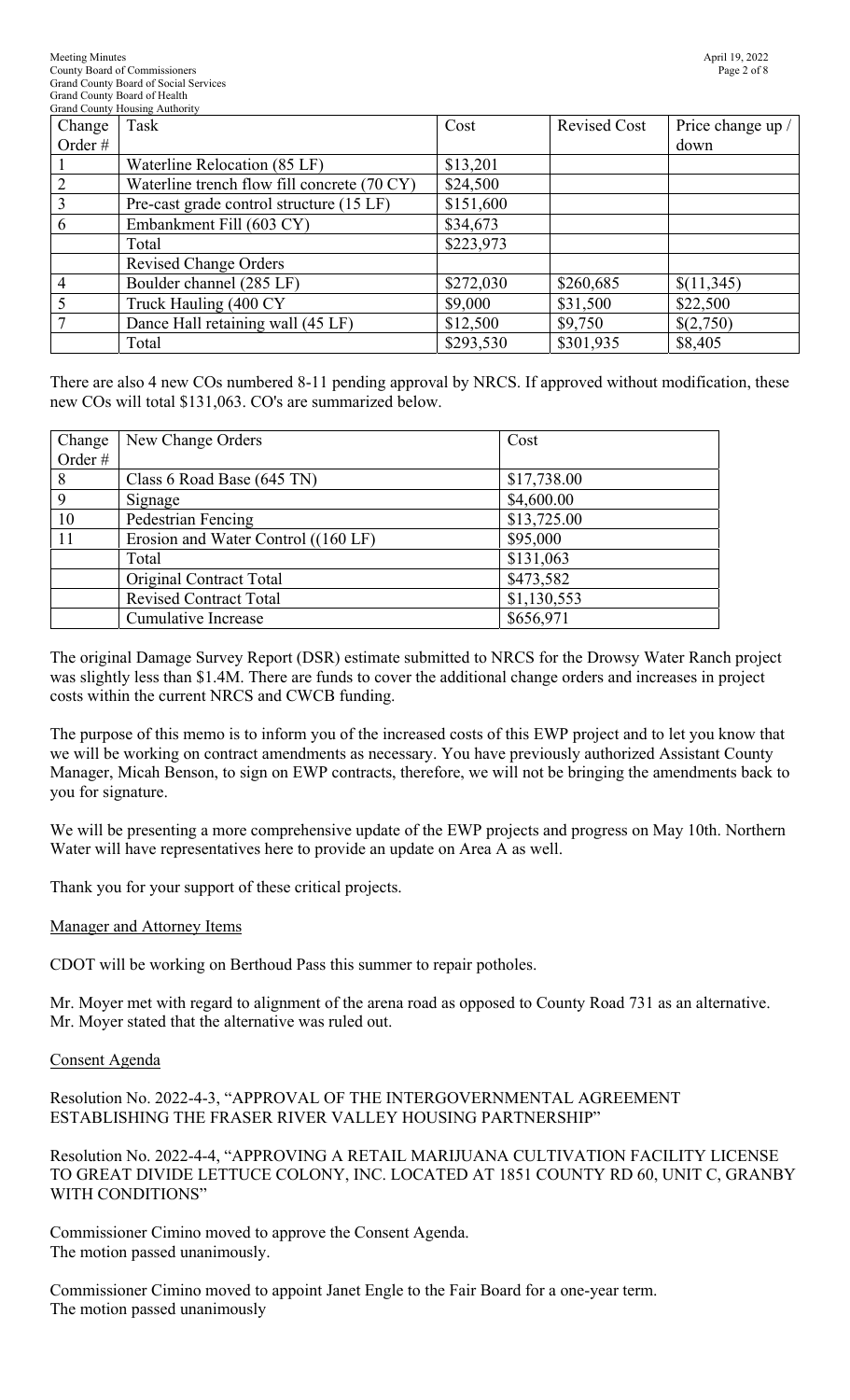| Change Order # | Task | Cost | Revised Cost | Price change up / down |
|---|---|---|---|---|
| 1 | Waterline Relocation (85 LF) | $13,201 | | |
| 2 | Waterline trench flow fill concrete (70 CY) | $24,500 | | |
| 3 | Pre-cast grade control structure (15 LF) | $151,600 | | |
| 6 | Embankment Fill (603 CY) | $34,673 | | |
| | Total | $223,973 | | |
| | Revised Change Orders | | | |
| 4 | Boulder channel (285 LF) | $272,030 | $260,685 | $(11,345) |
| 5 | Truck Hauling (400 CY | $9,000 | $31,500 | $22,500 |
| 7 | Dance Hall retaining wall (45 LF) | $12,500 | $9,750 | $(2,750) |
| | Total | $293,530 | $301,935 | $8,405 |

There are also 4 new COs numbered 8-11 pending approval by NRCS. If approved without modification, these new COs will total $131,063. CO's are summarized below.

| Change Order # | New Change Orders | Cost |
|---|---|---|
| 8 | Class 6 Road Base (645 TN) | $17,738.00 |
| 9 | Signage | $4,600.00 |
| 10 | Pedestrian Fencing | $13,725.00 |
| 11 | Erosion and Water Control ((160 LF) | $95,000 |
| | Total | $131,063 |
| | Original Contract Total | $473,582 |
| | Revised Contract Total | $1,130,553 |
| | Cumulative Increase | $656,971 |

The original Damage Survey Report (DSR) estimate submitted to NRCS for the Drowsy Water Ranch project was slightly less than $1.4M. There are funds to cover the additional change orders and increases in project costs within the current NRCS and CWCB funding.

The purpose of this memo is to inform you of the increased costs of this EWP project and to let you know that we will be working on contract amendments as necessary. You have previously authorized Assistant County Manager, Micah Benson, to sign on EWP contracts, therefore, we will not be bringing the amendments back to you for signature.

We will be presenting a more comprehensive update of the EWP projects and progress on May 10th. Northern Water will have representatives here to provide an update on Area A as well.

Thank you for your support of these critical projects.

## Manager and Attorney Items

CDOT will be working on Berthoud Pass this summer to repair potholes.

Mr. Moyer met with regard to alignment of the arena road as opposed to County Road 731 as an alternative. Mr. Moyer stated that the alternative was ruled out.

## Consent Agenda

Resolution No. 2022-4-3, "APPROVAL OF THE INTERGOVERNMENTAL AGREEMENT ESTABLISHING THE FRASER RIVER VALLEY HOUSING PARTNERSHIP"

Resolution No. 2022-4-4, "APPROVING A RETAIL MARIJUANA CULTIVATION FACILITY LICENSE TO GREAT DIVIDE LETTUCE COLONY, INC. LOCATED AT 1851 COUNTY RD 60, UNIT C, GRANBY WITH CONDITIONS"

Commissioner Cimino moved to approve the Consent Agenda.
The motion passed unanimously.

Commissioner Cimino moved to appoint Janet Engle to the Fair Board for a one-year term.
The motion passed unanimously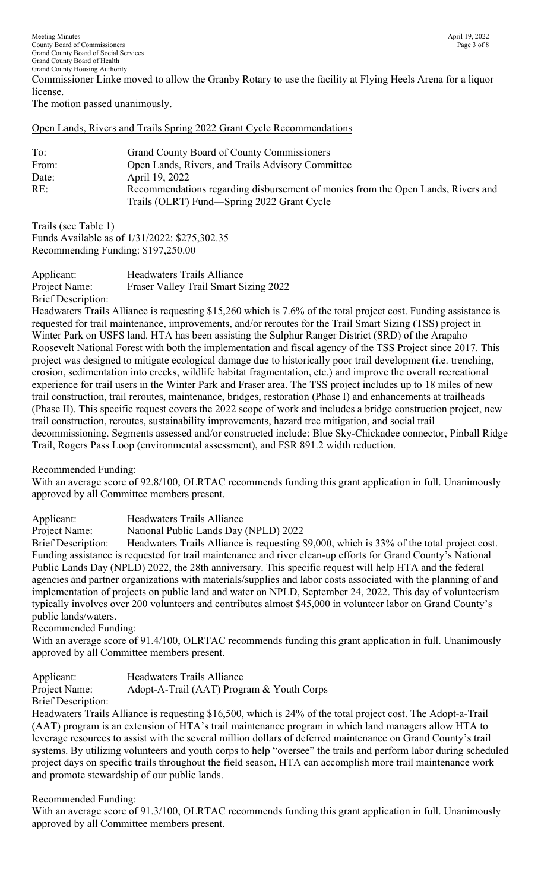Commissioner Linke moved to allow the Granby Rotary to use the facility at Flying Heels Arena for a liquor license.

The motion passed unanimously.

Open Lands, Rivers and Trails Spring 2022 Grant Cycle Recommendations

To: Grand County Board of County Commissioners
From: Open Lands, Rivers, and Trails Advisory Committee
Date: April 19, 2022
RE: Recommendations regarding disbursement of monies from the Open Lands, Rivers and Trails (OLRT) Fund—Spring 2022 Grant Cycle

Trails (see Table 1)
Funds Available as of 1/31/2022: $275,302.35
Recommending Funding: $197,250.00

Applicant: Headwaters Trails Alliance
Project Name: Fraser Valley Trail Smart Sizing 2022
Brief Description:

Headwaters Trails Alliance is requesting $15,260 which is 7.6% of the total project cost. Funding assistance is requested for trail maintenance, improvements, and/or reroutes for the Trail Smart Sizing (TSS) project in Winter Park on USFS land. HTA has been assisting the Sulphur Ranger District (SRD) of the Arapaho Roosevelt National Forest with both the implementation and fiscal agency of the TSS Project since 2017. This project was designed to mitigate ecological damage due to historically poor trail development (i.e. trenching, erosion, sedimentation into creeks, wildlife habitat fragmentation, etc.) and improve the overall recreational experience for trail users in the Winter Park and Fraser area. The TSS project includes up to 18 miles of new trail construction, trail reroutes, maintenance, bridges, restoration (Phase I) and enhancements at trailheads (Phase II). This specific request covers the 2022 scope of work and includes a bridge construction project, new trail construction, reroutes, sustainability improvements, hazard tree mitigation, and social trail decommissioning. Segments assessed and/or constructed include: Blue Sky-Chickadee connector, Pinball Ridge Trail, Rogers Pass Loop (environmental assessment), and FSR 891.2 width reduction.

Recommended Funding:
With an average score of 92.8/100, OLRTAC recommends funding this grant application in full. Unanimously approved by all Committee members present.

Applicant: Headwaters Trails Alliance
Project Name: National Public Lands Day (NPLD) 2022
Brief Description: Headwaters Trails Alliance is requesting $9,000, which is 33% of the total project cost. Funding assistance is requested for trail maintenance and river clean-up efforts for Grand County's National Public Lands Day (NPLD) 2022, the 28th anniversary. This specific request will help HTA and the federal agencies and partner organizations with materials/supplies and labor costs associated with the planning of and implementation of projects on public land and water on NPLD, September 24, 2022. This day of volunteerism typically involves over 200 volunteers and contributes almost $45,000 in volunteer labor on Grand County's public lands/waters.

Recommended Funding:
With an average score of 91.4/100, OLRTAC recommends funding this grant application in full. Unanimously approved by all Committee members present.

Applicant: Headwaters Trails Alliance
Project Name: Adopt-A-Trail (AAT) Program & Youth Corps
Brief Description:

Headwaters Trails Alliance is requesting $16,500, which is 24% of the total project cost. The Adopt-a-Trail (AAT) program is an extension of HTA's trail maintenance program in which land managers allow HTA to leverage resources to assist with the several million dollars of deferred maintenance on Grand County's trail systems. By utilizing volunteers and youth corps to help "oversee" the trails and perform labor during scheduled project days on specific trails throughout the field season, HTA can accomplish more trail maintenance work and promote stewardship of our public lands.

Recommended Funding:
With an average score of 91.3/100, OLRTAC recommends funding this grant application in full. Unanimously approved by all Committee members present.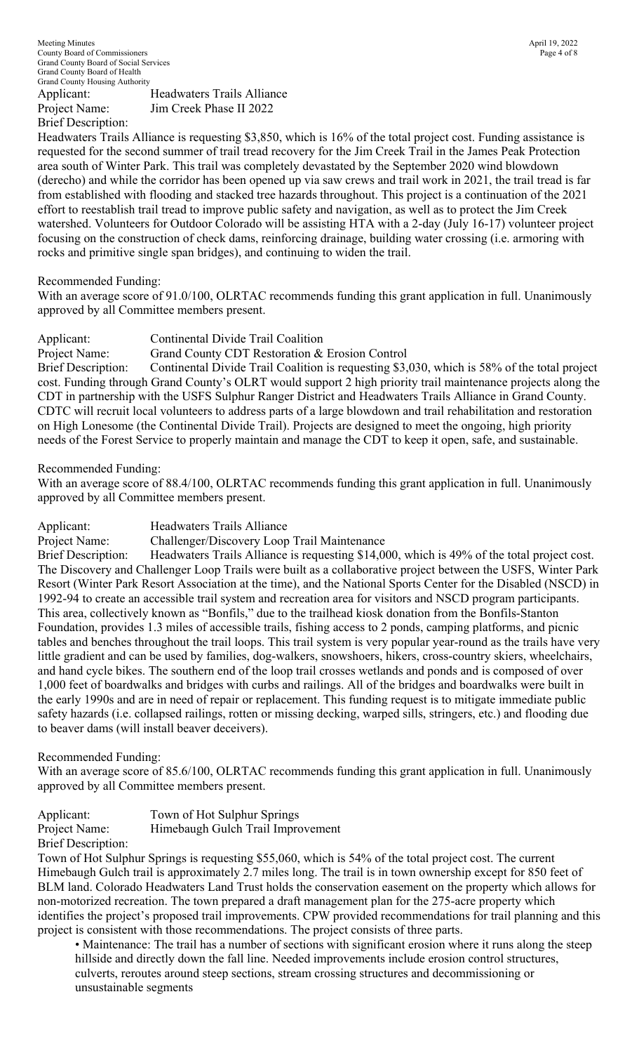Applicant: Headwaters Trails Alliance
Project Name: Jim Creek Phase II 2022
Brief Description:
Headwaters Trails Alliance is requesting $3,850, which is 16% of the total project cost. Funding assistance is requested for the second summer of trail tread recovery for the Jim Creek Trail in the James Peak Protection area south of Winter Park. This trail was completely devastated by the September 2020 wind blowdown (derecho) and while the corridor has been opened up via saw crews and trail work in 2021, the trail tread is far from established with flooding and stacked tree hazards throughout. This project is a continuation of the 2021 effort to reestablish trail tread to improve public safety and navigation, as well as to protect the Jim Creek watershed. Volunteers for Outdoor Colorado will be assisting HTA with a 2-day (July 16-17) volunteer project focusing on the construction of check dams, reinforcing drainage, building water crossing (i.e. armoring with rocks and primitive single span bridges), and continuing to widen the trail.

Recommended Funding:
With an average score of 91.0/100, OLRTAC recommends funding this grant application in full. Unanimously approved by all Committee members present.

Applicant: Continental Divide Trail Coalition
Project Name: Grand County CDT Restoration & Erosion Control
Brief Description: Continental Divide Trail Coalition is requesting $3,030, which is 58% of the total project cost. Funding through Grand County's OLRT would support 2 high priority trail maintenance projects along the CDT in partnership with the USFS Sulphur Ranger District and Headwaters Trails Alliance in Grand County. CDTC will recruit local volunteers to address parts of a large blowdown and trail rehabilitation and restoration on High Lonesome (the Continental Divide Trail). Projects are designed to meet the ongoing, high priority needs of the Forest Service to properly maintain and manage the CDT to keep it open, safe, and sustainable.

Recommended Funding:
With an average score of 88.4/100, OLRTAC recommends funding this grant application in full. Unanimously approved by all Committee members present.

Applicant: Headwaters Trails Alliance
Project Name: Challenger/Discovery Loop Trail Maintenance
Brief Description: Headwaters Trails Alliance is requesting $14,000, which is 49% of the total project cost. The Discovery and Challenger Loop Trails were built as a collaborative project between the USFS, Winter Park Resort (Winter Park Resort Association at the time), and the National Sports Center for the Disabled (NSCD) in 1992-94 to create an accessible trail system and recreation area for visitors and NSCD program participants. This area, collectively known as "Bonfils," due to the trailhead kiosk donation from the Bonfils-Stanton Foundation, provides 1.3 miles of accessible trails, fishing access to 2 ponds, camping platforms, and picnic tables and benches throughout the trail loops. This trail system is very popular year-round as the trails have very little gradient and can be used by families, dog-walkers, snowshoers, hikers, cross-country skiers, wheelchairs, and hand cycle bikes. The southern end of the loop trail crosses wetlands and ponds and is composed of over 1,000 feet of boardwalks and bridges with curbs and railings. All of the bridges and boardwalks were built in the early 1990s and are in need of repair or replacement. This funding request is to mitigate immediate public safety hazards (i.e. collapsed railings, rotten or missing decking, warped sills, stringers, etc.) and flooding due to beaver dams (will install beaver deceivers).

Recommended Funding:
With an average score of 85.6/100, OLRTAC recommends funding this grant application in full. Unanimously approved by all Committee members present.

Applicant: Town of Hot Sulphur Springs
Project Name: Himebaugh Gulch Trail Improvement
Brief Description:
Town of Hot Sulphur Springs is requesting $55,060, which is 54% of the total project cost. The current Himebaugh Gulch trail is approximately 2.7 miles long. The trail is in town ownership except for 850 feet of BLM land. Colorado Headwaters Land Trust holds the conservation easement on the property which allows for non-motorized recreation. The town prepared a draft management plan for the 275-acre property which identifies the project's proposed trail improvements. CPW provided recommendations for trail planning and this project is consistent with those recommendations. The project consists of three parts.

- Maintenance: The trail has a number of sections with significant erosion where it runs along the steep hillside and directly down the fall line. Needed improvements include erosion control structures, culverts, reroutes around steep sections, stream crossing structures and decommissioning or unsustainable segments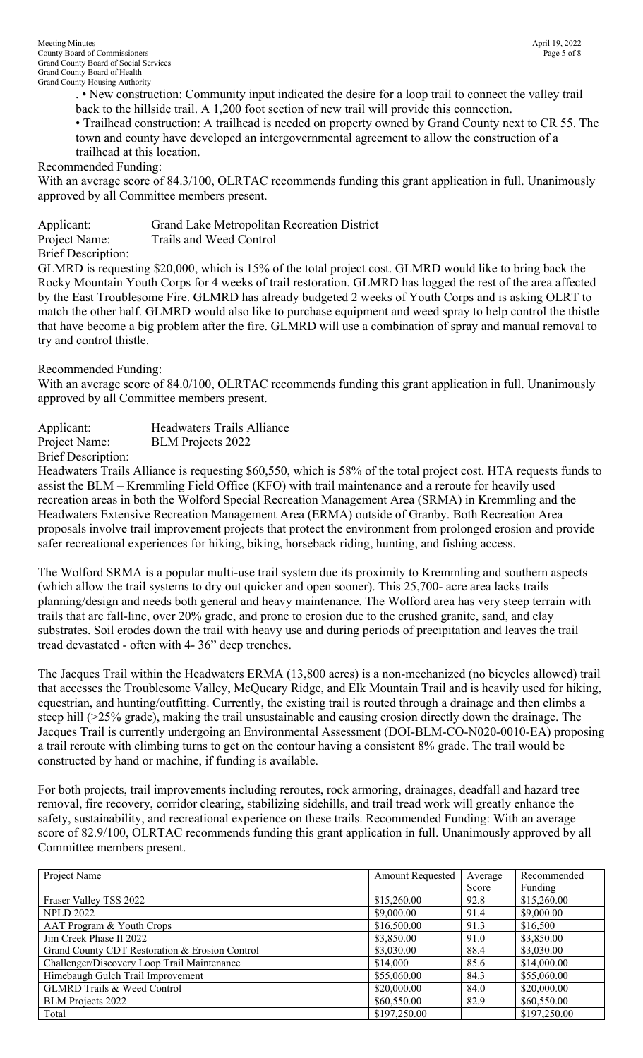. • New construction: Community input indicated the desire for a loop trail to connect the valley trail back to the hillside trail. A 1,200 foot section of new trail will provide this connection.

• Trailhead construction: A trailhead is needed on property owned by Grand County next to CR 55. The town and county have developed an intergovernmental agreement to allow the construction of a trailhead at this location.

Recommended Funding:

With an average score of 84.3/100, OLRTAC recommends funding this grant application in full. Unanimously approved by all Committee members present.

Applicant: Grand Lake Metropolitan Recreation District
Project Name: Trails and Weed Control
Brief Description:

GLMRD is requesting $20,000, which is 15% of the total project cost. GLMRD would like to bring back the Rocky Mountain Youth Corps for 4 weeks of trail restoration. GLMRD has logged the rest of the area affected by the East Troublesome Fire. GLMRD has already budgeted 2 weeks of Youth Corps and is asking OLRT to match the other half. GLMRD would also like to purchase equipment and weed spray to help control the thistle that have become a big problem after the fire. GLMRD will use a combination of spray and manual removal to try and control thistle.

Recommended Funding:

With an average score of 84.0/100, OLRTAC recommends funding this grant application in full. Unanimously approved by all Committee members present.

Applicant: Headwaters Trails Alliance
Project Name: BLM Projects 2022
Brief Description:

Headwaters Trails Alliance is requesting $60,550, which is 58% of the total project cost. HTA requests funds to assist the BLM – Kremmling Field Office (KFO) with trail maintenance and a reroute for heavily used recreation areas in both the Wolford Special Recreation Management Area (SRMA) in Kremmling and the Headwaters Extensive Recreation Management Area (ERMA) outside of Granby. Both Recreation Area proposals involve trail improvement projects that protect the environment from prolonged erosion and provide safer recreational experiences for hiking, biking, horseback riding, hunting, and fishing access.

The Wolford SRMA is a popular multi-use trail system due its proximity to Kremmling and southern aspects (which allow the trail systems to dry out quicker and open sooner). This 25,700- acre area lacks trails planning/design and needs both general and heavy maintenance. The Wolford area has very steep terrain with trails that are fall-line, over 20% grade, and prone to erosion due to the crushed granite, sand, and clay substrates. Soil erodes down the trail with heavy use and during periods of precipitation and leaves the trail tread devastated - often with 4- 36" deep trenches.

The Jacques Trail within the Headwaters ERMA (13,800 acres) is a non-mechanized (no bicycles allowed) trail that accesses the Troublesome Valley, McQueary Ridge, and Elk Mountain Trail and is heavily used for hiking, equestrian, and hunting/outfitting. Currently, the existing trail is routed through a drainage and then climbs a steep hill (>25% grade), making the trail unsustainable and causing erosion directly down the drainage. The Jacques Trail is currently undergoing an Environmental Assessment (DOI-BLM-CO-N020-0010-EA) proposing a trail reroute with climbing turns to get on the contour having a consistent 8% grade. The trail would be constructed by hand or machine, if funding is available.

For both projects, trail improvements including reroutes, rock armoring, drainages, deadfall and hazard tree removal, fire recovery, corridor clearing, stabilizing sidehills, and trail tread work will greatly enhance the safety, sustainability, and recreational experience on these trails. Recommended Funding: With an average score of 82.9/100, OLRTAC recommends funding this grant application in full. Unanimously approved by all Committee members present.

| Project Name | Amount Requested | Average Score | Recommended Funding |
|---|---|---|---|
| Fraser Valley TSS 2022 | $15,260.00 | 92.8 | $15,260.00 |
| NPLD 2022 | $9,000.00 | 91.4 | $9,000.00 |
| AAT Program & Youth Crops | $16,500.00 | 91.3 | $16,500 |
| Jim Creek Phase II 2022 | $3,850.00 | 91.0 | $3,850.00 |
| Grand County CDT Restoration & Erosion Control | $3,030.00 | 88.4 | $3,030.00 |
| Challenger/Discovery Loop Trail Maintenance | $14,000 | 85.6 | $14,000.00 |
| Himebaugh Gulch Trail Improvement | $55,060.00 | 84.3 | $55,060.00 |
| GLMRD Trails & Weed Control | $20,000.00 | 84.0 | $20,000.00 |
| BLM Projects 2022 | $60,550.00 | 82.9 | $60,550.00 |
| Total | $197,250.00 | | $197,250.00 |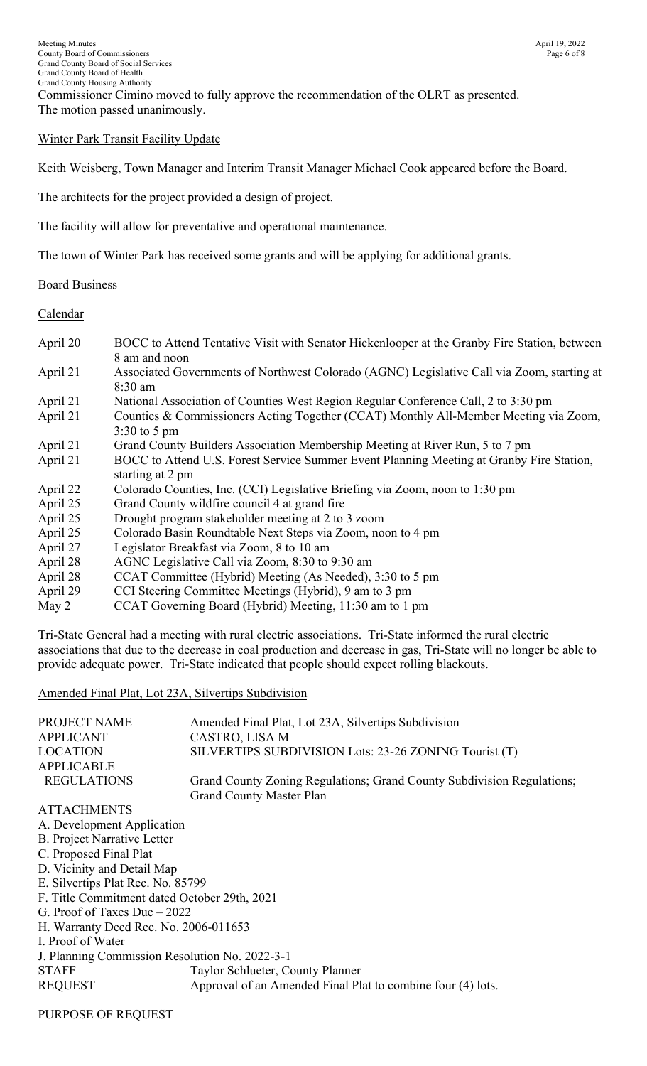Commissioner Cimino moved to fully approve the recommendation of the OLRT as presented. The motion passed unanimously.

Winter Park Transit Facility Update

Keith Weisberg, Town Manager and Interim Transit Manager Michael Cook appeared before the Board.

The architects for the project provided a design of project.

The facility will allow for preventative and operational maintenance.

The town of Winter Park has received some grants and will be applying for additional grants.

Board Business

Calendar

| | |
|---|---|
| April 20 | BOCC to Attend Tentative Visit with Senator Hickenlooper at the Granby Fire Station, between 8 am and noon |
| April 21 | Associated Governments of Northwest Colorado (AGNC) Legislative Call via Zoom, starting at 8:30 am |
| April 21 | National Association of Counties West Region Regular Conference Call, 2 to 3:30 pm |
| April 21 | Counties & Commissioners Acting Together (CCAT) Monthly All-Member Meeting via Zoom, 3:30 to 5 pm |
| April 21 | Grand County Builders Association Membership Meeting at River Run, 5 to 7 pm |
| April 21 | BOCC to Attend U.S. Forest Service Summer Event Planning Meeting at Granby Fire Station, starting at 2 pm |
| April 22 | Colorado Counties, Inc. (CCI) Legislative Briefing via Zoom, noon to 1:30 pm |
| April 25 | Grand County wildfire council 4 at grand fire |
| April 25 | Drought program stakeholder meeting at 2 to 3 zoom |
| April 25 | Colorado Basin Roundtable Next Steps via Zoom, noon to 4 pm |
| April 27 | Legislator Breakfast via Zoom, 8 to 10 am |
| April 28 | AGNC Legislative Call via Zoom, 8:30 to 9:30 am |
| April 28 | CCAT Committee (Hybrid) Meeting (As Needed), 3:30 to 5 pm |
| April 29 | CCI Steering Committee Meetings (Hybrid), 9 am to 3 pm |
| May 2 | CCAT Governing Board (Hybrid) Meeting, 11:30 am to 1 pm |

Tri-State General had a meeting with rural electric associations. Tri-State informed the rural electric associations that due to the decrease in coal production and decrease in gas, Tri-State will no longer be able to provide adequate power. Tri-State indicated that people should expect rolling blackouts.

Amended Final Plat, Lot 23A, Silvertips Subdivision

| | |
|---|---|
| PROJECT NAME | Amended Final Plat, Lot 23A, Silvertips Subdivision |
| APPLICANT | CASTRO, LISA M |
| LOCATION | SILVERTIPS SUBDIVISION Lots: 23-26 ZONING Tourist (T) |
| APPLICABLE REGULATIONS | Grand County Zoning Regulations; Grand County Subdivision Regulations; Grand County Master Plan |

ATTACHMENTS

A. Development Application
B. Project Narrative Letter
C. Proposed Final Plat
D. Vicinity and Detail Map
E. Silvertips Plat Rec. No. 85799
F. Title Commitment dated October 29th, 2021
G. Proof of Taxes Due – 2022
H. Warranty Deed Rec. No. 2006-011653
I. Proof of Water
J. Planning Commission Resolution No. 2022-3-1

| | |
|---|---|
| STAFF | Taylor Schlueter, County Planner |
| REQUEST | Approval of an Amended Final Plat to combine four (4) lots. |

PURPOSE OF REQUEST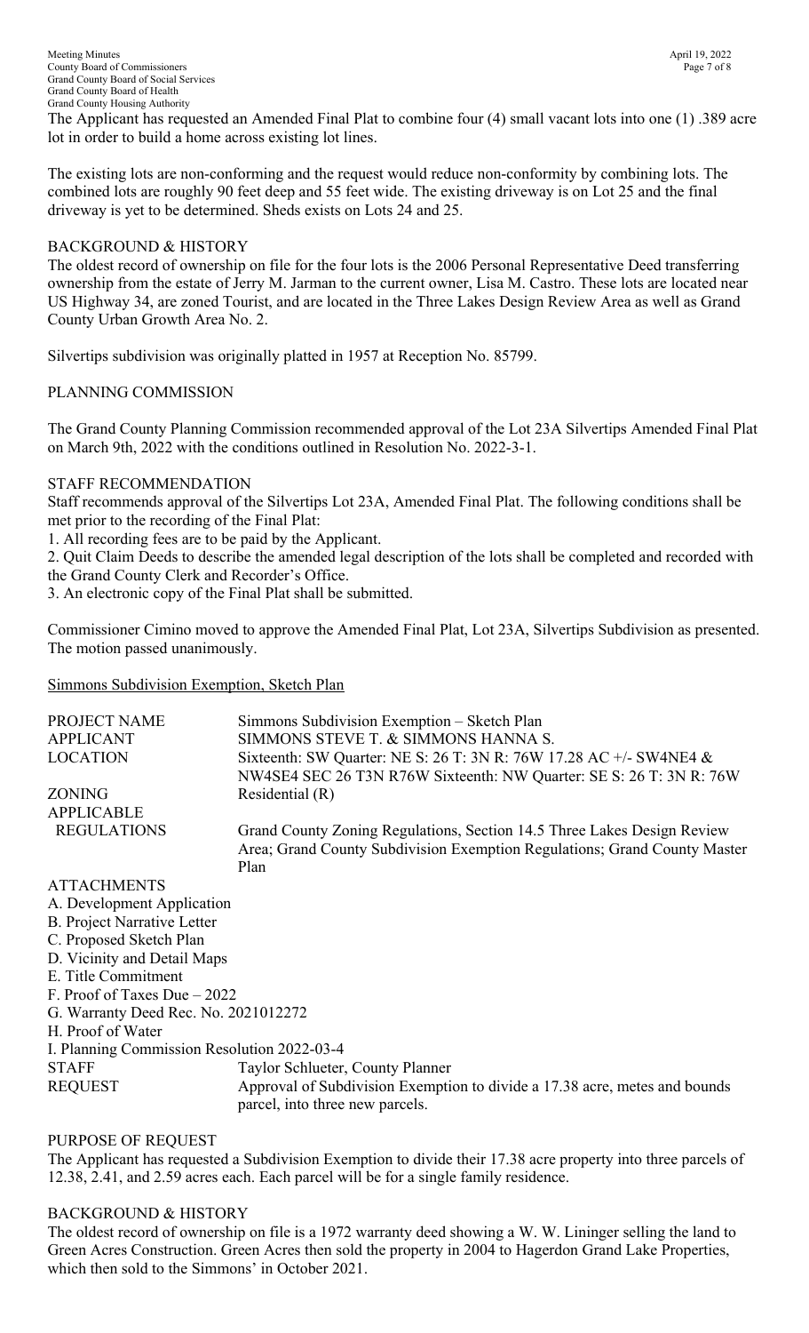The Applicant has requested an Amended Final Plat to combine four (4) small vacant lots into one (1) .389 acre lot in order to build a home across existing lot lines.

The existing lots are non-conforming and the request would reduce non-conformity by combining lots. The combined lots are roughly 90 feet deep and 55 feet wide. The existing driveway is on Lot 25 and the final driveway is yet to be determined. Sheds exists on Lots 24 and 25.

BACKGROUND & HISTORY

The oldest record of ownership on file for the four lots is the 2006 Personal Representative Deed transferring ownership from the estate of Jerry M. Jarman to the current owner, Lisa M. Castro. These lots are located near US Highway 34, are zoned Tourist, and are located in the Three Lakes Design Review Area as well as Grand County Urban Growth Area No. 2.

Silvertips subdivision was originally platted in 1957 at Reception No. 85799.

PLANNING COMMISSION

The Grand County Planning Commission recommended approval of the Lot 23A Silvertips Amended Final Plat on March 9th, 2022 with the conditions outlined in Resolution No. 2022-3-1.

STAFF RECOMMENDATION

Staff recommends approval of the Silvertips Lot 23A, Amended Final Plat. The following conditions shall be met prior to the recording of the Final Plat:

1. All recording fees are to be paid by the Applicant.
2. Quit Claim Deeds to describe the amended legal description of the lots shall be completed and recorded with the Grand County Clerk and Recorder's Office.
3. An electronic copy of the Final Plat shall be submitted.

Commissioner Cimino moved to approve the Amended Final Plat, Lot 23A, Silvertips Subdivision as presented. The motion passed unanimously.

Simmons Subdivision Exemption, Sketch Plan

| | |
|---|---|
| PROJECT NAME | Simmons Subdivision Exemption – Sketch Plan |
| APPLICANT | SIMMONS STEVE T. & SIMMONS HANNA S. |
| LOCATION | Sixteenth: SW Quarter: NE S: 26 T: 3N R: 76W 17.28 AC +/- SW4NE4 & NW4SE4 SEC 26 T3N R76W Sixteenth: NW Quarter: SE S: 26 T: 3N R: 76W |
| ZONING | Residential (R) |
| APPLICABLE REGULATIONS | Grand County Zoning Regulations, Section 14.5 Three Lakes Design Review Area; Grand County Subdivision Exemption Regulations; Grand County Master Plan |

ATTACHMENTS

A. Development Application
B. Project Narrative Letter
C. Proposed Sketch Plan
D. Vicinity and Detail Maps
E. Title Commitment
F. Proof of Taxes Due – 2022
G. Warranty Deed Rec. No. 2021012272
H. Proof of Water
I. Planning Commission Resolution 2022-03-4

| | |
|---|---|
| STAFF | Taylor Schlueter, County Planner |
| REQUEST | Approval of Subdivision Exemption to divide a 17.38 acre, metes and bounds parcel, into three new parcels. |

PURPOSE OF REQUEST

The Applicant has requested a Subdivision Exemption to divide their 17.38 acre property into three parcels of 12.38, 2.41, and 2.59 acres each. Each parcel will be for a single family residence.

BACKGROUND & HISTORY

The oldest record of ownership on file is a 1972 warranty deed showing a W. W. Lininger selling the land to Green Acres Construction. Green Acres then sold the property in 2004 to Hagerdon Grand Lake Properties, which then sold to the Simmons' in October 2021.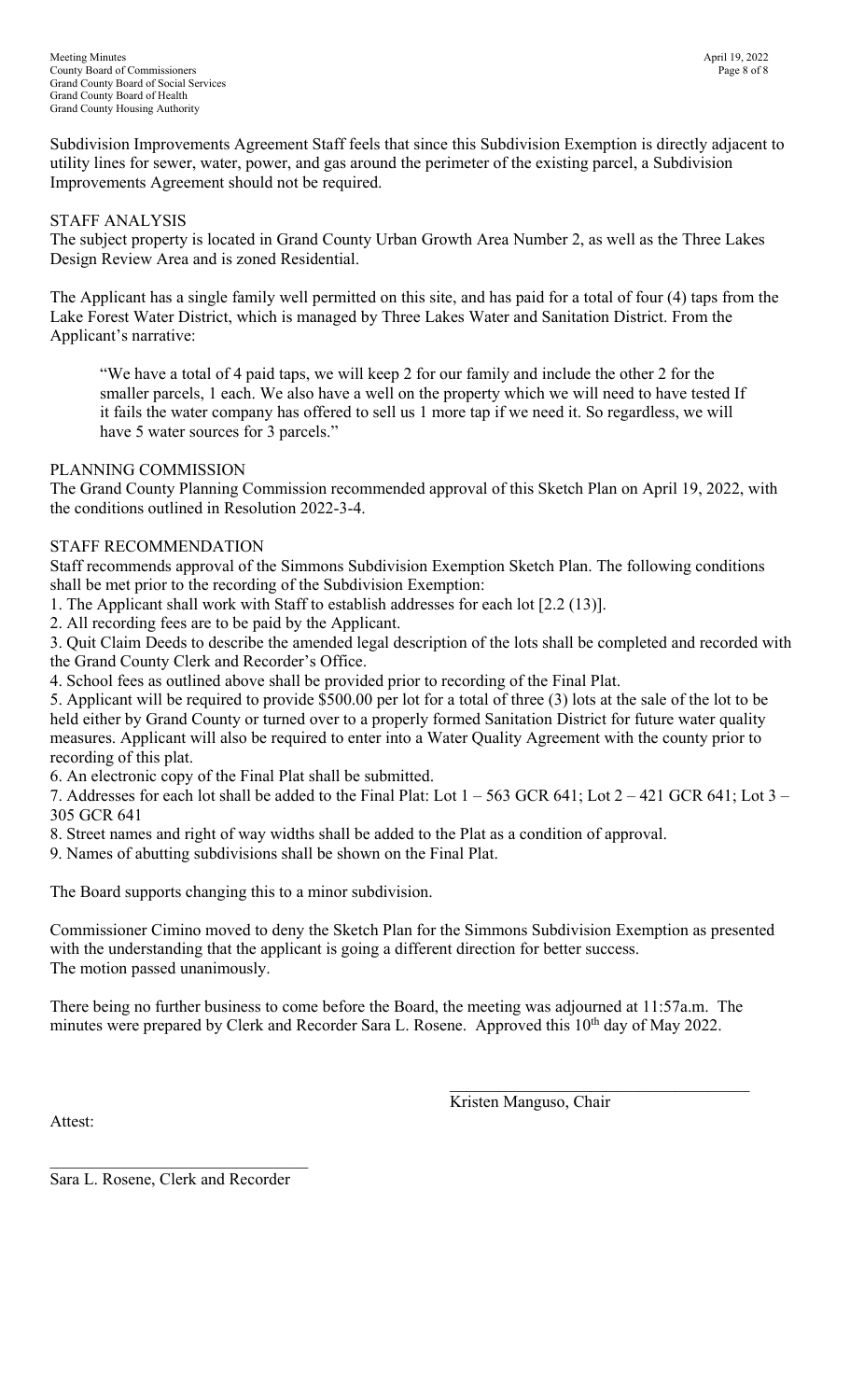Subdivision Improvements Agreement Staff feels that since this Subdivision Exemption is directly adjacent to utility lines for sewer, water, power, and gas around the perimeter of the existing parcel, a Subdivision Improvements Agreement should not be required.

STAFF ANALYSIS

The subject property is located in Grand County Urban Growth Area Number 2, as well as the Three Lakes Design Review Area and is zoned Residential.

The Applicant has a single family well permitted on this site, and has paid for a total of four (4) taps from the Lake Forest Water District, which is managed by Three Lakes Water and Sanitation District. From the Applicant's narrative:

> "We have a total of 4 paid taps, we will keep 2 for our family and include the other 2 for the smaller parcels, 1 each. We also have a well on the property which we will need to have tested If it fails the water company has offered to sell us 1 more tap if we need it. So regardless, we will have 5 water sources for 3 parcels."

PLANNING COMMISSION

The Grand County Planning Commission recommended approval of this Sketch Plan on April 19, 2022, with the conditions outlined in Resolution 2022-3-4.

STAFF RECOMMENDATION

Staff recommends approval of the Simmons Subdivision Exemption Sketch Plan. The following conditions shall be met prior to the recording of the Subdivision Exemption:

1. The Applicant shall work with Staff to establish addresses for each lot [2.2 (13)].
2. All recording fees are to be paid by the Applicant.
3. Quit Claim Deeds to describe the amended legal description of the lots shall be completed and recorded with the Grand County Clerk and Recorder's Office.
4. School fees as outlined above shall be provided prior to recording of the Final Plat.
5. Applicant will be required to provide $500.00 per lot for a total of three (3) lots at the sale of the lot to be held either by Grand County or turned over to a properly formed Sanitation District for future water quality measures. Applicant will also be required to enter into a Water Quality Agreement with the county prior to recording of this plat.
6. An electronic copy of the Final Plat shall be submitted.
7. Addresses for each lot shall be added to the Final Plat: Lot 1 – 563 GCR 641; Lot 2 – 421 GCR 641; Lot 3 – 305 GCR 641
8. Street names and right of way widths shall be added to the Plat as a condition of approval.
9. Names of abutting subdivisions shall be shown on the Final Plat.

The Board supports changing this to a minor subdivision.

Commissioner Cimino moved to deny the Sketch Plan for the Simmons Subdivision Exemption as presented with the understanding that the applicant is going a different direction for better success.
The motion passed unanimously.

There being no further business to come before the Board, the meeting was adjourned at 11:57a.m. The minutes were prepared by Clerk and Recorder Sara L. Rosene. Approved this 10th day of May 2022.

\_\_\_\_\_\_\_\_\_\_\_\_\_\_\_\_\_\_\_\_\_\_\_\_\_\_\_\_\_\_\_\_\_\_\_\_
Kristen Manguso, Chair

Attest:

\_\_\_\_\_\_\_\_\_\_\_\_\_\_\_\_\_\_\_\_\_\_\_\_\_\_\_\_\_\_\_\_\_\_\_\_
Sara L. Rosene, Clerk and Recorder